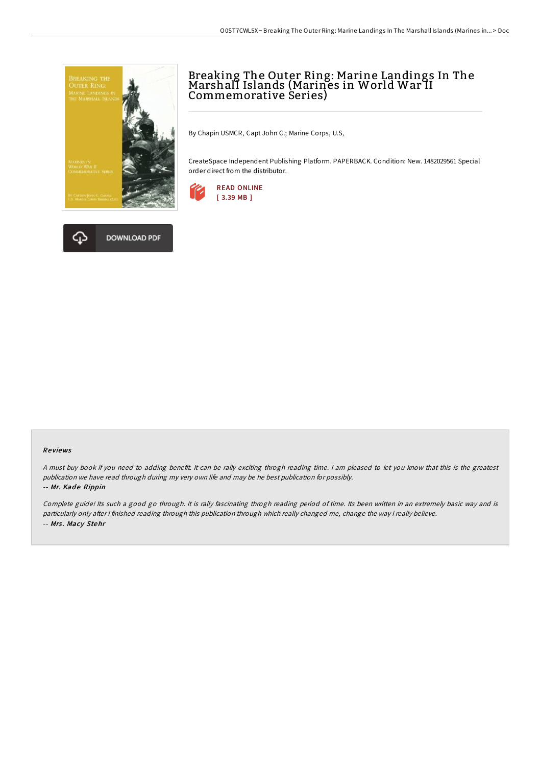# Breaking The Outer Ring: Marine Landings In The Marshall Islands (Marines in World War II Commemorative Series)

By Chapin USMCR, Capt John C.; Marine Corps, U.S,

CreateSpace Independent Publishing Platform. PAPERBACK. Condition: New. 1482029561 Special order direct from the distributor.

READ ONLINE
[ 3.39 MB ]

DOWNLOAD PDF

### Reviews

*A must buy book if you need to adding benefit. It can be rally exciting throgh reading time. I am pleased to let you know that this is the greatest publication we have read through during my very own life and may be he best publication for possibly.*

*-- Mr. Kade Rippin*

*Complete guide! Its such a good go through. It is rally fascinating throgh reading period of time. Its been written in an extremely basic way and is particularly only after i finished reading through this publication through which really changed me, change the way i really believe.*

*-- Mrs. Macy Stehr*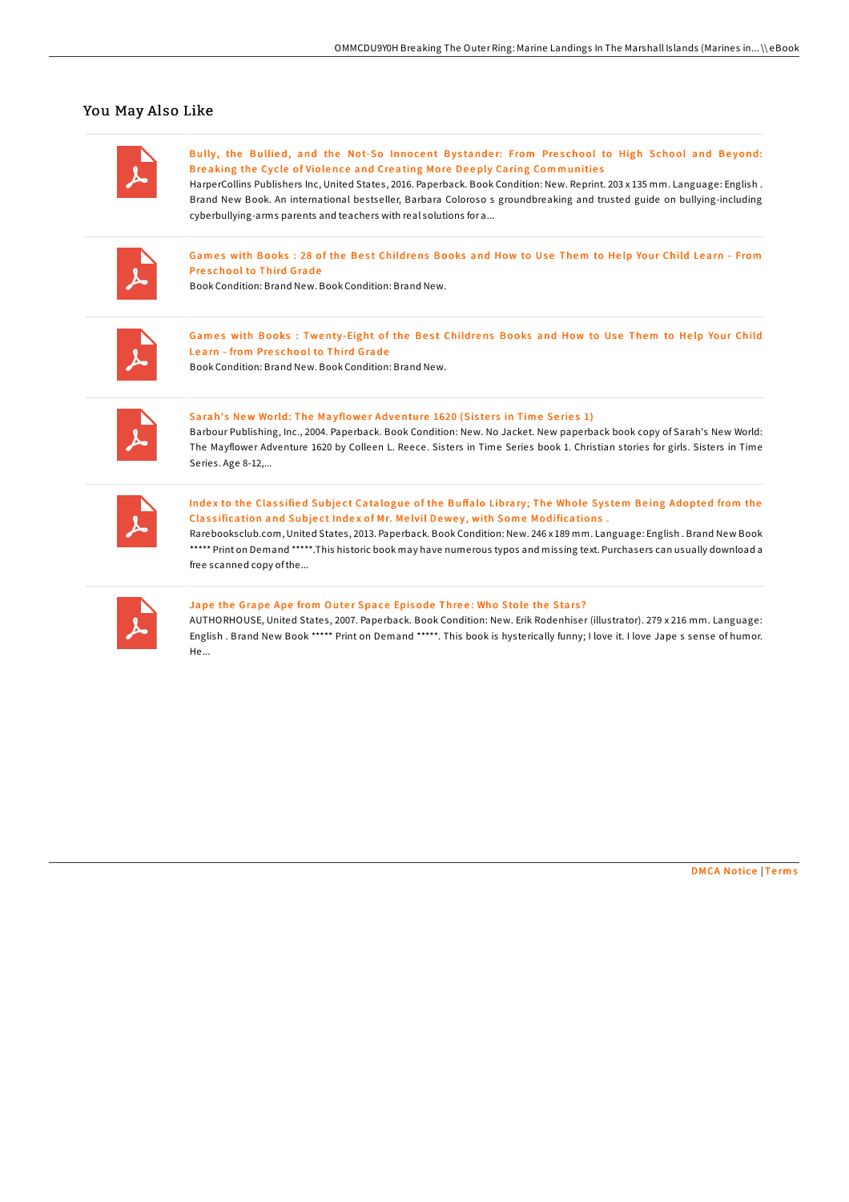## You May Also Like

**Bully, the Bullied, and the Not-So Innocent Bystander: From Preschool to High School and Beyond: Breaking the Cycle of Violence and Creating More Deeply Caring Communities**

HarperCollins Publishers Inc, United States, 2016. Paperback. Book Condition: New. Reprint. 203 x 135 mm. Language: English . Brand New Book. An international bestseller, Barbara Coloroso s groundbreaking and trusted guide on bullying-including cyberbullying-arms parents and teachers with real solutions for a...

**Games with Books : 28 of the Best Childrens Books and How to Use Them to Help Your Child Learn - From Preschool to Third Grade**

Book Condition: Brand New. Book Condition: Brand New.

**Games with Books : Twenty-Eight of the Best Childrens Books and How to Use Them to Help Your Child Learn - from Preschool to Third Grade**

Book Condition: Brand New. Book Condition: Brand New.

**Sarah's New World: The Mayflower Adventure 1620 (Sisters in Time Series 1)**

Barbour Publishing, Inc., 2004. Paperback. Book Condition: New. No Jacket. New paperback book copy of Sarah's New World: The Mayflower Adventure 1620 by Colleen L. Reece. Sisters in Time Series book 1. Christian stories for girls. Sisters in Time Series. Age 8-12,...

**Index to the Classified Subject Catalogue of the Buffalo Library; The Whole System Being Adopted from the Classification and Subject Index of Mr. Melvil Dewey, with Some Modifications .**

Rarebooksclub.com, United States, 2013. Paperback. Book Condition: New. 246 x 189 mm. Language: English . Brand New Book ***** Print on Demand *****.This historic book may have numerous typos and missing text. Purchasers can usually download a free scanned copy of the...

**Jape the Grape Ape from Outer Space Episode Three: Who Stole the Stars?**

AUTHORHOUSE, United States, 2007. Paperback. Book Condition: New. Erik Rodenhiser (illustrator). 279 x 216 mm. Language: English . Brand New Book ***** Print on Demand *****. This book is hysterically funny; I love it. I love Jape s sense of humor. He...